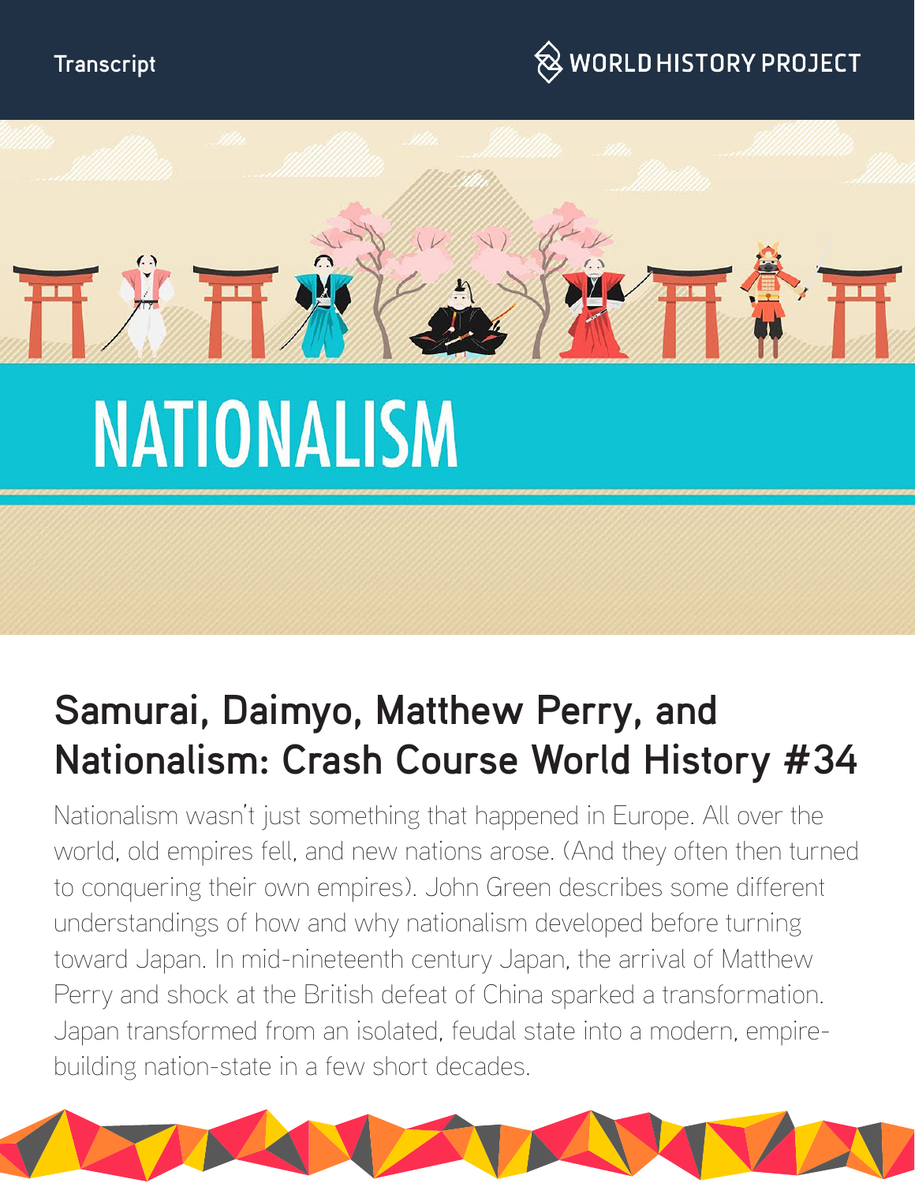Transcript

WORLD HISTORY PROJECT

# NATIONALISM

## Samurai, Daimyo, Matthew Perry, and Nationalism: Crash Course World History #34

Nationalism wasn't just something that happened in Europe. All over the world, old empires fell, and new nations arose. (And they often then turned to conquering their own empires). John Green describes some different understandings of how and why nationalism developed before turning toward Japan. In mid-nineteenth century Japan, the arrival of Matthew Perry and shock at the British defeat of China sparked a transformation. Japan transformed from an isolated, feudal state into a modern, empire-building nation-state in a few short decades.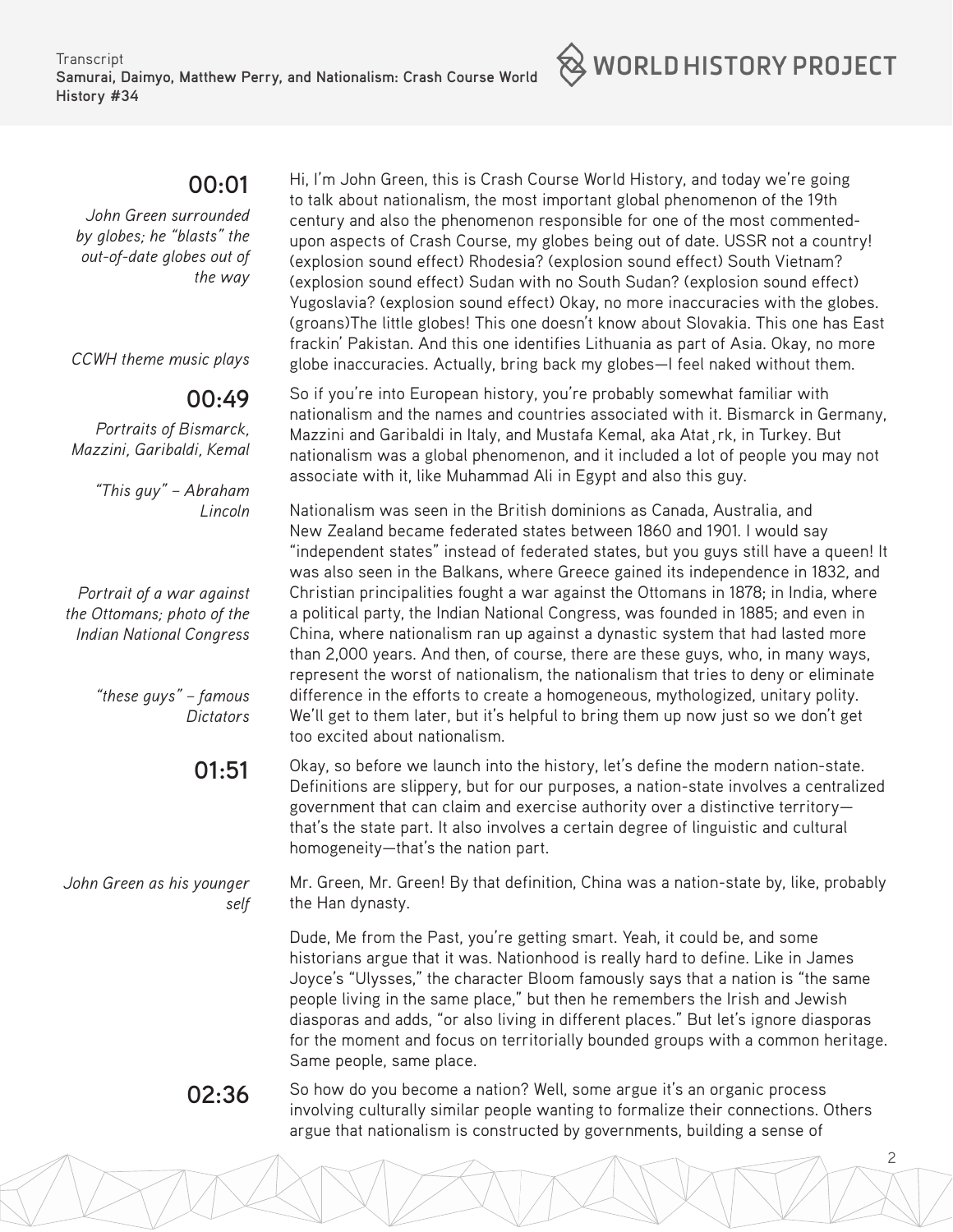**00:01**

*John Green surrounded by globes; he "blasts" the out-of-date globes out of the way*

Hi, I'm John Green, this is Crash Course World History, and today we're going to talk about nationalism, the most important global phenomenon of the 19th century and also the phenomenon responsible for one of the most commented-upon aspects of Crash Course, my globes being out of date. USSR not a country! (explosion sound effect) Rhodesia? (explosion sound effect) South Vietnam? (explosion sound effect) Sudan with no South Sudan? (explosion sound effect) Yugoslavia? (explosion sound effect) Okay, no more inaccuracies with the globes. (groans)The little globes! This one doesn't know about Slovakia. This one has East frackin' Pakistan. And this one identifies Lithuania as part of Asia. Okay, no more globe inaccuracies. Actually, bring back my globes—I feel naked without them.

*CCWH theme music plays*

**00:49**

*Portraits of Bismarck, Mazzini, Garibaldi, Kemal*

So if you're into European history, you're probably somewhat familiar with nationalism and the names and countries associated with it. Bismarck in Germany, Mazzini and Garibaldi in Italy, and Mustafa Kemal, aka Atat¸rk, in Turkey. But nationalism was a global phenomenon, and it included a lot of people you may not associate with it, like Muhammad Ali in Egypt and also this guy.

*"This guy" – Abraham Lincoln*

Nationalism was seen in the British dominions as Canada, Australia, and New Zealand became federated states between 1860 and 1901. I would say "independent states" instead of federated states, but you guys still have a queen! It was also seen in the Balkans, where Greece gained its independence in 1832, and Christian principalities fought a war against the Ottomans in 1878; in India, where a political party, the Indian National Congress, was founded in 1885; and even in China, where nationalism ran up against a dynastic system that had lasted more than 2,000 years. And then, of course, there are these guys, who, in many ways, represent the worst of nationalism, the nationalism that tries to deny or eliminate difference in the efforts to create a homogeneous, mythologized, unitary polity. We'll get to them later, but it's helpful to bring them up now just so we don't get too excited about nationalism.

*Portrait of a war against the Ottomans; photo of the Indian National Congress*

*"these guys" – famous Dictators*

**01:51**

Okay, so before we launch into the history, let's define the modern nation-state. Definitions are slippery, but for our purposes, a nation-state involves a centralized government that can claim and exercise authority over a distinctive territory—that's the state part. It also involves a certain degree of linguistic and cultural homogeneity—that's the nation part.

*John Green as his younger self*

Mr. Green, Mr. Green! By that definition, China was a nation-state by, like, probably the Han dynasty.

Dude, Me from the Past, you're getting smart. Yeah, it could be, and some historians argue that it was. Nationhood is really hard to define. Like in James Joyce's "Ulysses," the character Bloom famously says that a nation is "the same people living in the same place," but then he remembers the Irish and Jewish diasporas and adds, "or also living in different places." But let's ignore diasporas for the moment and focus on territorially bounded groups with a common heritage. Same people, same place.

**02:36**

So how do you become a nation? Well, some argue it's an organic process involving culturally similar people wanting to formalize their connections. Others argue that nationalism is constructed by governments, building a sense of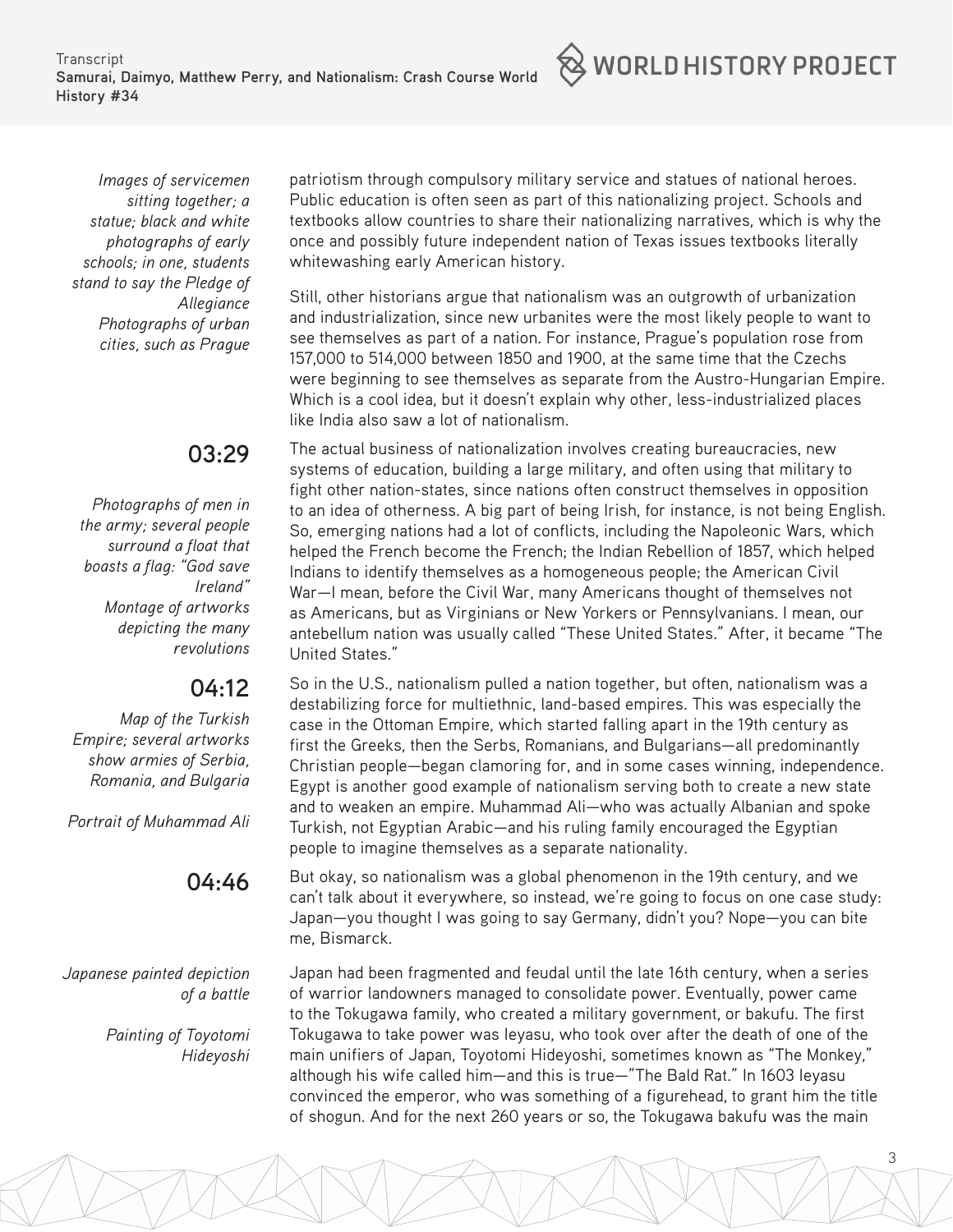*Images of servicemen sitting together; a statue; black and white photographs of early schools; in one, students stand to say the Pledge of Allegiance*

patriotism through compulsory military service and statues of national heroes. Public education is often seen as part of this nationalizing project. Schools and textbooks allow countries to share their nationalizing narratives, which is why the once and possibly future independent nation of Texas issues textbooks literally whitewashing early American history.

*Photographs of urban cities, such as Prague*

Still, other historians argue that nationalism was an outgrowth of urbanization and industrialization, since new urbanites were the most likely people to want to see themselves as part of a nation. For instance, Prague's population rose from 157,000 to 514,000 between 1850 and 1900, at the same time that the Czechs were beginning to see themselves as separate from the Austro-Hungarian Empire. Which is a cool idea, but it doesn't explain why other, less-industrialized places like India also saw a lot of nationalism.

**03:29**

*Photographs of men in the army; several people surround a float that boasts a flag: "God save Ireland"*

*Montage of artworks depicting the many revolutions*

The actual business of nationalization involves creating bureaucracies, new systems of education, building a large military, and often using that military to fight other nation-states, since nations often construct themselves in opposition to an idea of otherness. A big part of being Irish, for instance, is not being English. So, emerging nations had a lot of conflicts, including the Napoleonic Wars, which helped the French become the French; the Indian Rebellion of 1857, which helped Indians to identify themselves as a homogeneous people; the American Civil War—I mean, before the Civil War, many Americans thought of themselves not as Americans, but as Virginians or New Yorkers or Pennsylvanians. I mean, our antebellum nation was usually called "These United States." After, it became "The United States."

**04:12**

*Map of the Turkish Empire; several artworks show armies of Serbia, Romania, and Bulgaria*

*Portrait of Muhammad Ali*

So in the U.S., nationalism pulled a nation together, but often, nationalism was a destabilizing force for multiethnic, land-based empires. This was especially the case in the Ottoman Empire, which started falling apart in the 19th century as first the Greeks, then the Serbs, Romanians, and Bulgarians—all predominantly Christian people—began clamoring for, and in some cases winning, independence. Egypt is another good example of nationalism serving both to create a new state and to weaken an empire. Muhammad Ali—who was actually Albanian and spoke Turkish, not Egyptian Arabic—and his ruling family encouraged the Egyptian people to imagine themselves as a separate nationality.

**04:46**

But okay, so nationalism was a global phenomenon in the 19th century, and we can't talk about it everywhere, so instead, we're going to focus on one case study: Japan—you thought I was going to say Germany, didn't you? Nope—you can bite me, Bismarck.

*Japanese painted depiction of a battle*

*Painting of Toyotomi Hideyoshi*

Japan had been fragmented and feudal until the late 16th century, when a series of warrior landowners managed to consolidate power. Eventually, power came to the Tokugawa family, who created a military government, or bakufu. The first Tokugawa to take power was Ieyasu, who took over after the death of one of the main unifiers of Japan, Toyotomi Hideyoshi, sometimes known as "The Monkey," although his wife called him—and this is true—"The Bald Rat." In 1603 Ieyasu convinced the emperor, who was something of a figurehead, to grant him the title of shogun. And for the next 260 years or so, the Tokugawa bakufu was the main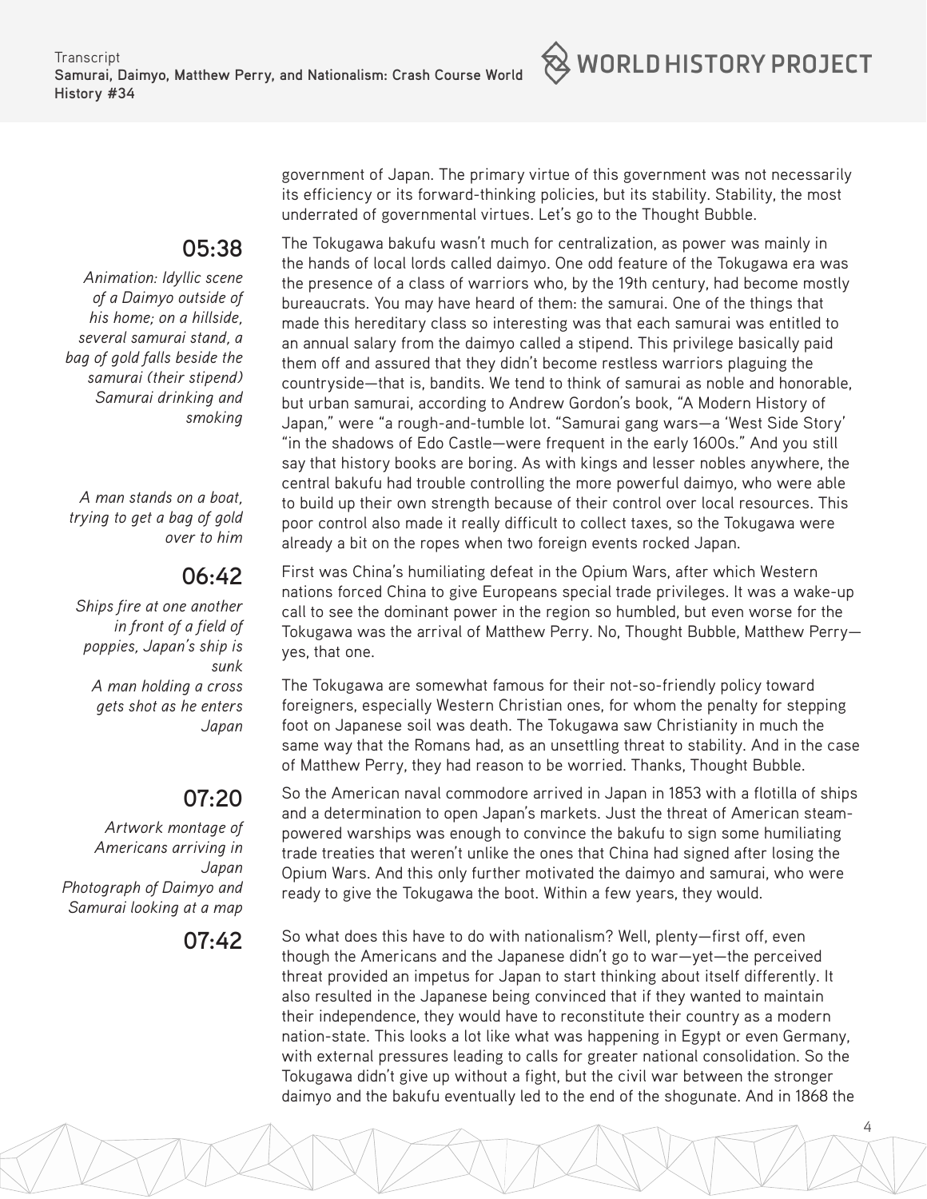government of Japan. The primary virtue of this government was not necessarily its efficiency or its forward-thinking policies, but its stability. Stability, the most underrated of governmental virtues. Let's go to the Thought Bubble.

**05:38**

*Animation: Idyllic scene of a Daimyo outside of his home; on a hillside, several samurai stand, a bag of gold falls beside the samurai (their stipend) Samurai drinking and smoking*

The Tokugawa bakufu wasn't much for centralization, as power was mainly in the hands of local lords called daimyo. One odd feature of the Tokugawa era was the presence of a class of warriors who, by the 19th century, had become mostly bureaucrats. You may have heard of them: the samurai. One of the things that made this hereditary class so interesting was that each samurai was entitled to an annual salary from the daimyo called a stipend. This privilege basically paid them off and assured that they didn't become restless warriors plaguing the countryside—that is, bandits. We tend to think of samurai as noble and honorable, but urban samurai, according to Andrew Gordon's book, "A Modern History of Japan," were "a rough-and-tumble lot. "Samurai gang wars—a 'West Side Story' "in the shadows of Edo Castle—were frequent in the early 1600s." And you still say that history books are boring. As with kings and lesser nobles anywhere, the central bakufu had trouble controlling the more powerful daimyo, who were able to build up their own strength because of their control over local resources. This poor control also made it really difficult to collect taxes, so the Tokugawa were already a bit on the ropes when two foreign events rocked Japan.

*A man stands on a boat, trying to get a bag of gold over to him*

**06:42**

*Ships fire at one another in front of a field of poppies, Japan's ship is sunk*
*A man holding a cross gets shot as he enters Japan*

First was China's humiliating defeat in the Opium Wars, after which Western nations forced China to give Europeans special trade privileges. It was a wake-up call to see the dominant power in the region so humbled, but even worse for the Tokugawa was the arrival of Matthew Perry. No, Thought Bubble, Matthew Perry—yes, that one.

The Tokugawa are somewhat famous for their not-so-friendly policy toward foreigners, especially Western Christian ones, for whom the penalty for stepping foot on Japanese soil was death. The Tokugawa saw Christianity in much the same way that the Romans had, as an unsettling threat to stability. And in the case of Matthew Perry, they had reason to be worried. Thanks, Thought Bubble.

**07:20**

*Artwork montage of Americans arriving in Japan*
*Photograph of Daimyo and Samurai looking at a map*

So the American naval commodore arrived in Japan in 1853 with a flotilla of ships and a determination to open Japan's markets. Just the threat of American steam-powered warships was enough to convince the bakufu to sign some humiliating trade treaties that weren't unlike the ones that China had signed after losing the Opium Wars. And this only further motivated the daimyo and samurai, who were ready to give the Tokugawa the boot. Within a few years, they would.

**07:42**

So what does this have to do with nationalism? Well, plenty—first off, even though the Americans and the Japanese didn't go to war—yet—the perceived threat provided an impetus for Japan to start thinking about itself differently. It also resulted in the Japanese being convinced that if they wanted to maintain their independence, they would have to reconstitute their country as a modern nation-state. This looks a lot like what was happening in Egypt or even Germany, with external pressures leading to calls for greater national consolidation. So the Tokugawa didn't give up without a fight, but the civil war between the stronger daimyo and the bakufu eventually led to the end of the shogunate. And in 1868 the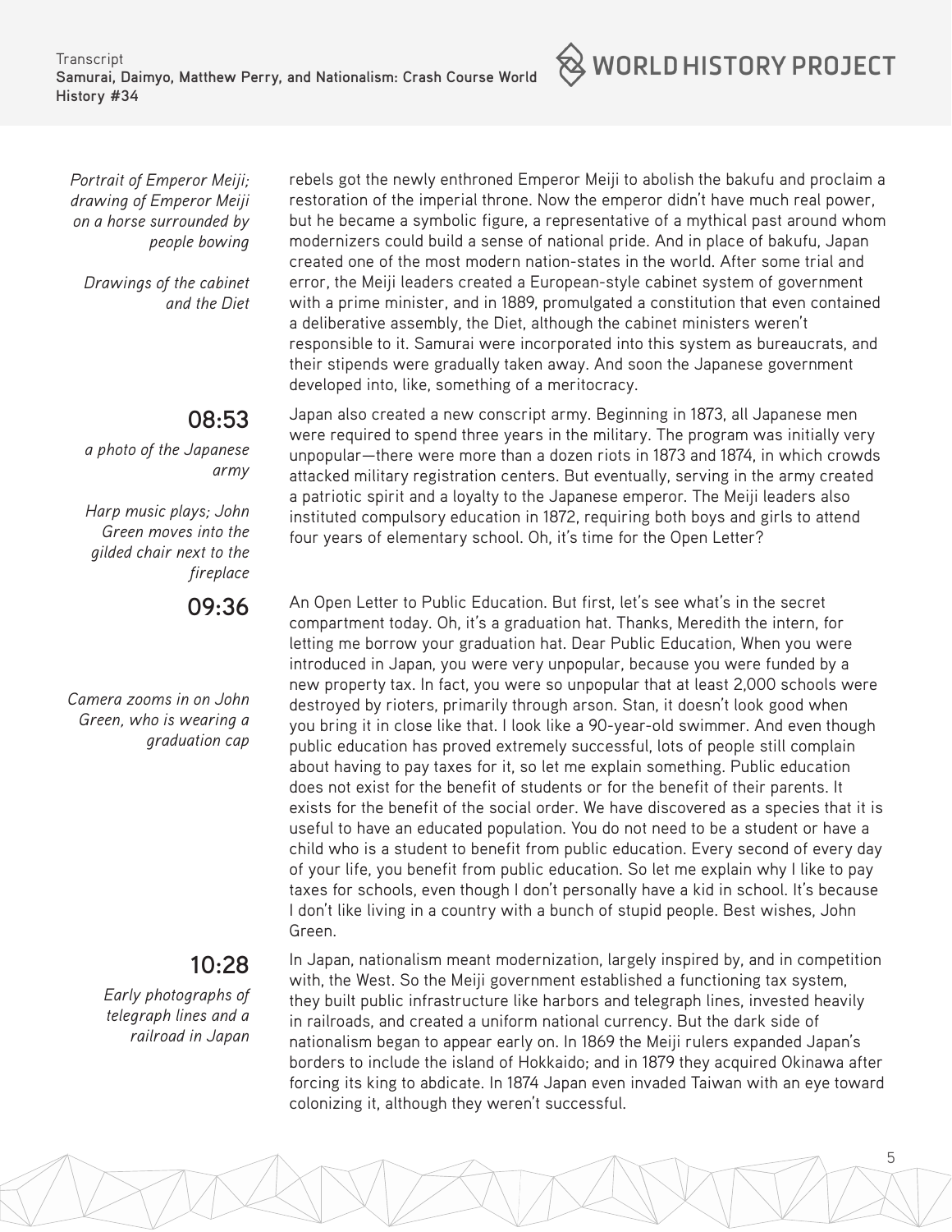*Portrait of Emperor Meiji; drawing of Emperor Meiji on a horse surrounded by people bowing*

*Drawings of the cabinet and the Diet*

rebels got the newly enthroned Emperor Meiji to abolish the bakufu and proclaim a restoration of the imperial throne. Now the emperor didn't have much real power, but he became a symbolic figure, a representative of a mythical past around whom modernizers could build a sense of national pride. And in place of bakufu, Japan created one of the most modern nation-states in the world. After some trial and error, the Meiji leaders created a European-style cabinet system of government with a prime minister, and in 1889, promulgated a constitution that even contained a deliberative assembly, the Diet, although the cabinet ministers weren't responsible to it. Samurai were incorporated into this system as bureaucrats, and their stipends were gradually taken away. And soon the Japanese government developed into, like, something of a meritocracy.

**08:53**

*a photo of the Japanese army*

*Harp music plays; John Green moves into the gilded chair next to the fireplace*

Japan also created a new conscript army. Beginning in 1873, all Japanese men were required to spend three years in the military. The program was initially very unpopular—there were more than a dozen riots in 1873 and 1874, in which crowds attacked military registration centers. But eventually, serving in the army created a patriotic spirit and a loyalty to the Japanese emperor. The Meiji leaders also instituted compulsory education in 1872, requiring both boys and girls to attend four years of elementary school. Oh, it's time for the Open Letter?

**09:36**

*Camera zooms in on John Green, who is wearing a graduation cap*

An Open Letter to Public Education. But first, let's see what's in the secret compartment today. Oh, it's a graduation hat. Thanks, Meredith the intern, for letting me borrow your graduation hat. Dear Public Education, When you were introduced in Japan, you were very unpopular, because you were funded by a new property tax. In fact, you were so unpopular that at least 2,000 schools were destroyed by rioters, primarily through arson. Stan, it doesn't look good when you bring it in close like that. I look like a 90-year-old swimmer. And even though public education has proved extremely successful, lots of people still complain about having to pay taxes for it, so let me explain something. Public education does not exist for the benefit of students or for the benefit of their parents. It exists for the benefit of the social order. We have discovered as a species that it is useful to have an educated population. You do not need to be a student or have a child who is a student to benefit from public education. Every second of every day of your life, you benefit from public education. So let me explain why I like to pay taxes for schools, even though I don't personally have a kid in school. It's because I don't like living in a country with a bunch of stupid people. Best wishes, John Green.

**10:28**

*Early photographs of telegraph lines and a railroad in Japan*

In Japan, nationalism meant modernization, largely inspired by, and in competition with, the West. So the Meiji government established a functioning tax system, they built public infrastructure like harbors and telegraph lines, invested heavily in railroads, and created a uniform national currency. But the dark side of nationalism began to appear early on. In 1869 the Meiji rulers expanded Japan's borders to include the island of Hokkaido; and in 1879 they acquired Okinawa after forcing its king to abdicate. In 1874 Japan even invaded Taiwan with an eye toward colonizing it, although they weren't successful.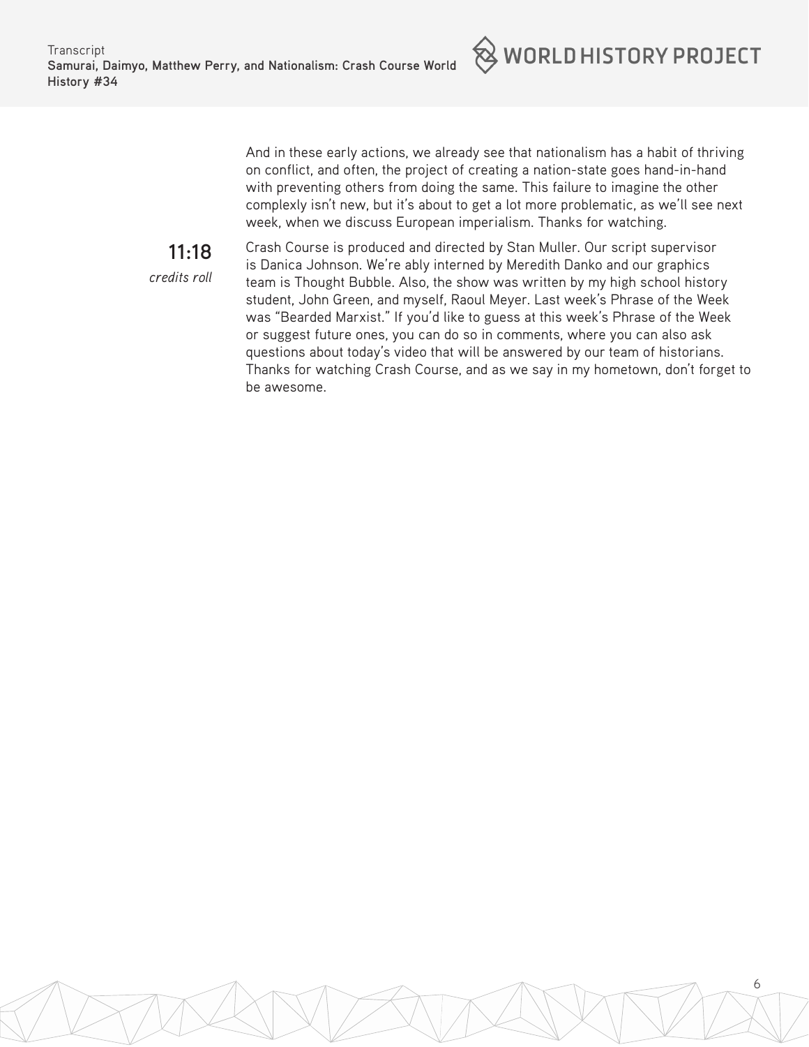And in these early actions, we already see that nationalism has a habit of thriving on conflict, and often, the project of creating a nation-state goes hand-in-hand with preventing others from doing the same. This failure to imagine the other complexly isn't new, but it's about to get a lot more problematic, as we'll see next week, when we discuss European imperialism. Thanks for watching.

**11:18**
*credits roll*

Crash Course is produced and directed by Stan Muller. Our script supervisor is Danica Johnson. We're ably interned by Meredith Danko and our graphics team is Thought Bubble. Also, the show was written by my high school history student, John Green, and myself, Raoul Meyer. Last week's Phrase of the Week was "Bearded Marxist." If you'd like to guess at this week's Phrase of the Week or suggest future ones, you can do so in comments, where you can also ask questions about today's video that will be answered by our team of historians. Thanks for watching Crash Course, and as we say in my hometown, don't forget to be awesome.